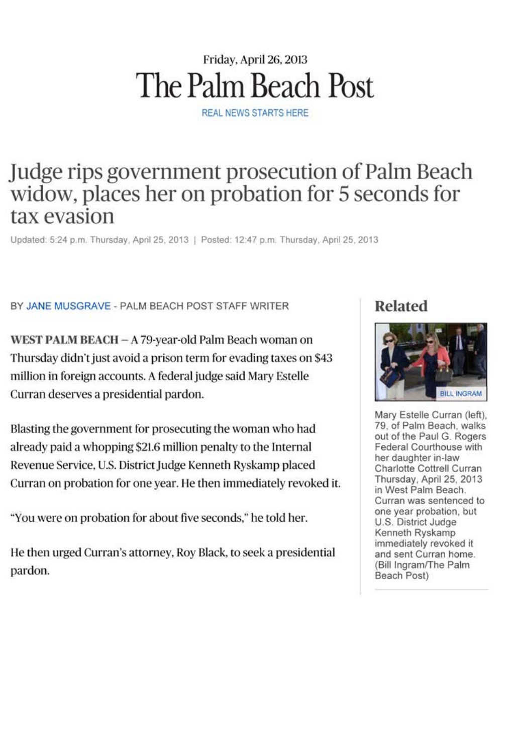Friday, April 26, 2013

# The Palm Beach Post

REAL NEWS STARTS HERE

## Judge rips government prosecution of Palm Beach widow, places her on probation for 5 seconds for tax evasion

Updated: 5:24 p.m. Thursday, April 25, 2013 | Posted: 12:47 p.m. Thursday, April 25, 2013

BY JANE MUSGRAVE - PALM BEACH POST STAFF WRITER

**WEST PALM BEACH** – A 79-year-old Palm Beach woman on Thursday didn't just avoid a prison term for evading taxes on $43 million in foreign accounts. A federal judge said Mary Estelle Curran deserves a presidential pardon.

Blasting the government for prosecuting the woman who had already paid a whopping $21.6 million penalty to the Internal Revenue Service, U.S. District Judge Kenneth Ryskamp placed Curran on probation for one year. He then immediately revoked it.

"You were on probation for about five seconds," he told her.

He then urged Curran's attorney, Roy Black, to seek a presidential pardon.

### Related

BILL INGRAM

Mary Estelle Curran (left), 79, of Palm Beach, walks out of the Paul G. Rogers Federal Courthouse with her daughter in-law Charlotte Cottrell Curran Thursday, April 25, 2013 in West Palm Beach. Curran was sentenced to one year probation, but U.S. District Judge Kenneth Ryskamp immediately revoked it and sent Curran home. (Bill Ingram/The Palm Beach Post)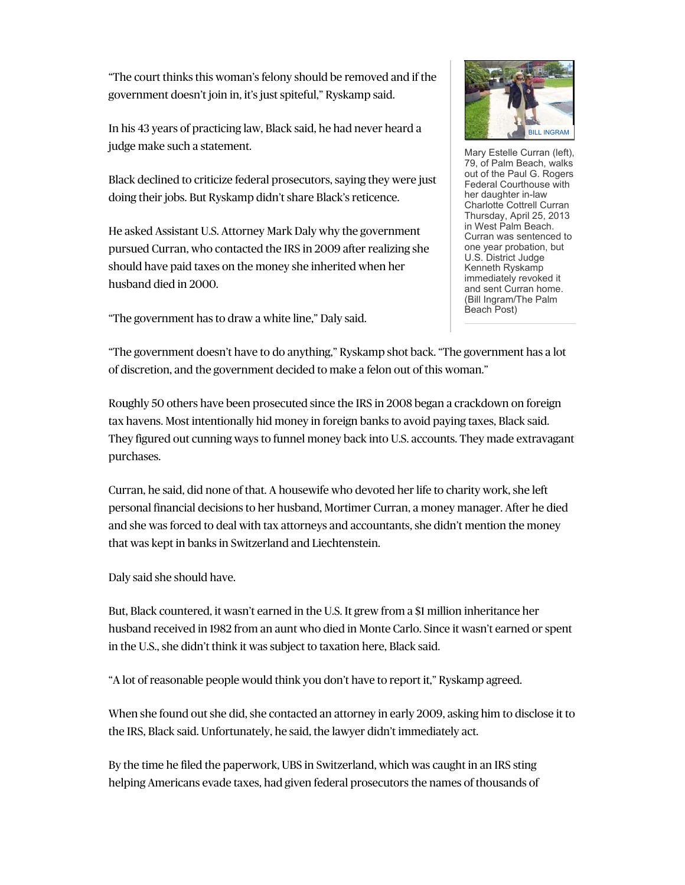"The court thinks this woman's felony should be removed and if the government doesn't join in, it's just spiteful," Ryskamp said.

In his 43 years of practicing law, Black said, he had never heard a judge make such a statement.

Black declined to criticize federal prosecutors, saying they were just doing their jobs. But Ryskamp didn't share Black's reticence.

He asked Assistant U.S. Attorney Mark Daly why the government pursued Curran, who contacted the IRS in 2009 after realizing she should have paid taxes on the money she inherited when her husband died in 2000.

"The government has to draw a white line," Daly said.

BILL INGRAM

Mary Estelle Curran (left), 79, of Palm Beach, walks out of the Paul G. Rogers Federal Courthouse with her daughter in-law Charlotte Cottrell Curran Thursday, April 25, 2013 in West Palm Beach. Curran was sentenced to one year probation, but U.S. District Judge Kenneth Ryskamp immediately revoked it and sent Curran home. (Bill Ingram/The Palm Beach Post)

"The government doesn't have to do anything," Ryskamp shot back. "The government has a lot of discretion, and the government decided to make a felon out of this woman."

Roughly 50 others have been prosecuted since the IRS in 2008 began a crackdown on foreign tax havens. Most intentionally hid money in foreign banks to avoid paying taxes, Black said. They figured out cunning ways to funnel money back into U.S. accounts. They made extravagant purchases.

Curran, he said, did none of that. A housewife who devoted her life to charity work, she left personal financial decisions to her husband, Mortimer Curran, a money manager. After he died and she was forced to deal with tax attorneys and accountants, she didn't mention the money that was kept in banks in Switzerland and Liechtenstein.

Daly said she should have.

But, Black countered, it wasn't earned in the U.S. It grew from a $1 million inheritance her husband received in 1982 from an aunt who died in Monte Carlo. Since it wasn't earned or spent in the U.S., she didn't think it was subject to taxation here, Black said.

"A lot of reasonable people would think you don't have to report it," Ryskamp agreed.

When she found out she did, she contacted an attorney in early 2009, asking him to disclose it to the IRS, Black said. Unfortunately, he said, the lawyer didn't immediately act.

By the time he filed the paperwork, UBS in Switzerland, which was caught in an IRS sting helping Americans evade taxes, had given federal prosecutors the names of thousands of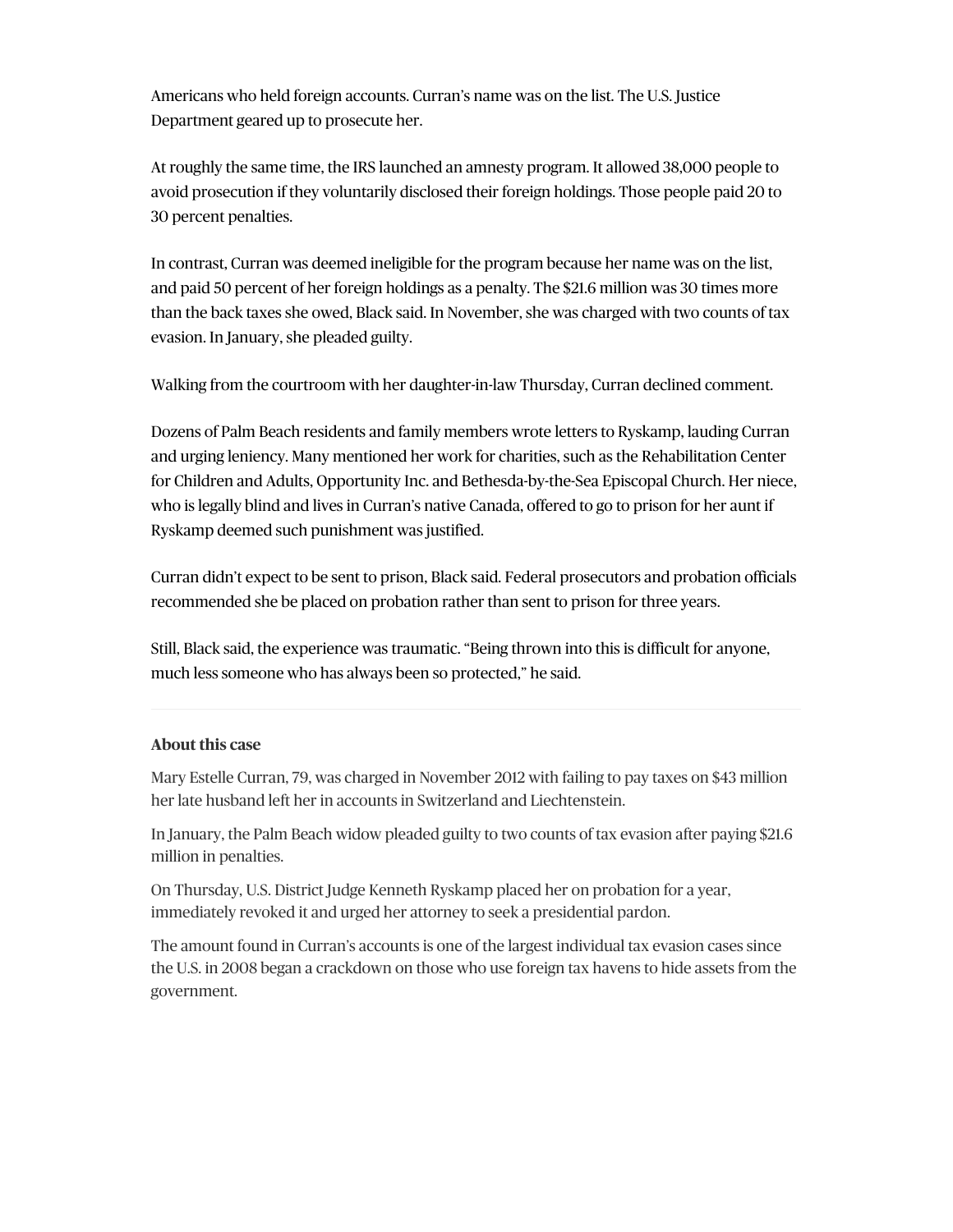Americans who held foreign accounts. Curran's name was on the list. The U.S. Justice Department geared up to prosecute her.

At roughly the same time, the IRS launched an amnesty program. It allowed 38,000 people to avoid prosecution if they voluntarily disclosed their foreign holdings. Those people paid 20 to 30 percent penalties.

In contrast, Curran was deemed ineligible for the program because her name was on the list, and paid 50 percent of her foreign holdings as a penalty. The $21.6 million was 30 times more than the back taxes she owed, Black said. In November, she was charged with two counts of tax evasion. In January, she pleaded guilty.

Walking from the courtroom with her daughter-in-law Thursday, Curran declined comment.

Dozens of Palm Beach residents and family members wrote letters to Ryskamp, lauding Curran and urging leniency. Many mentioned her work for charities, such as the Rehabilitation Center for Children and Adults, Opportunity Inc. and Bethesda-by-the-Sea Episcopal Church. Her niece, who is legally blind and lives in Curran's native Canada, offered to go to prison for her aunt if Ryskamp deemed such punishment was justified.

Curran didn't expect to be sent to prison, Black said. Federal prosecutors and probation officials recommended she be placed on probation rather than sent to prison for three years.

Still, Black said, the experience was traumatic. "Being thrown into this is difficult for anyone, much less someone who has always been so protected," he said.

---

**About this case**

Mary Estelle Curran, 79, was charged in November 2012 with failing to pay taxes on $43 million her late husband left her in accounts in Switzerland and Liechtenstein.

In January, the Palm Beach widow pleaded guilty to two counts of tax evasion after paying $21.6 million in penalties.

On Thursday, U.S. District Judge Kenneth Ryskamp placed her on probation for a year, immediately revoked it and urged her attorney to seek a presidential pardon.

The amount found in Curran's accounts is one of the largest individual tax evasion cases since the U.S. in 2008 began a crackdown on those who use foreign tax havens to hide assets from the government.